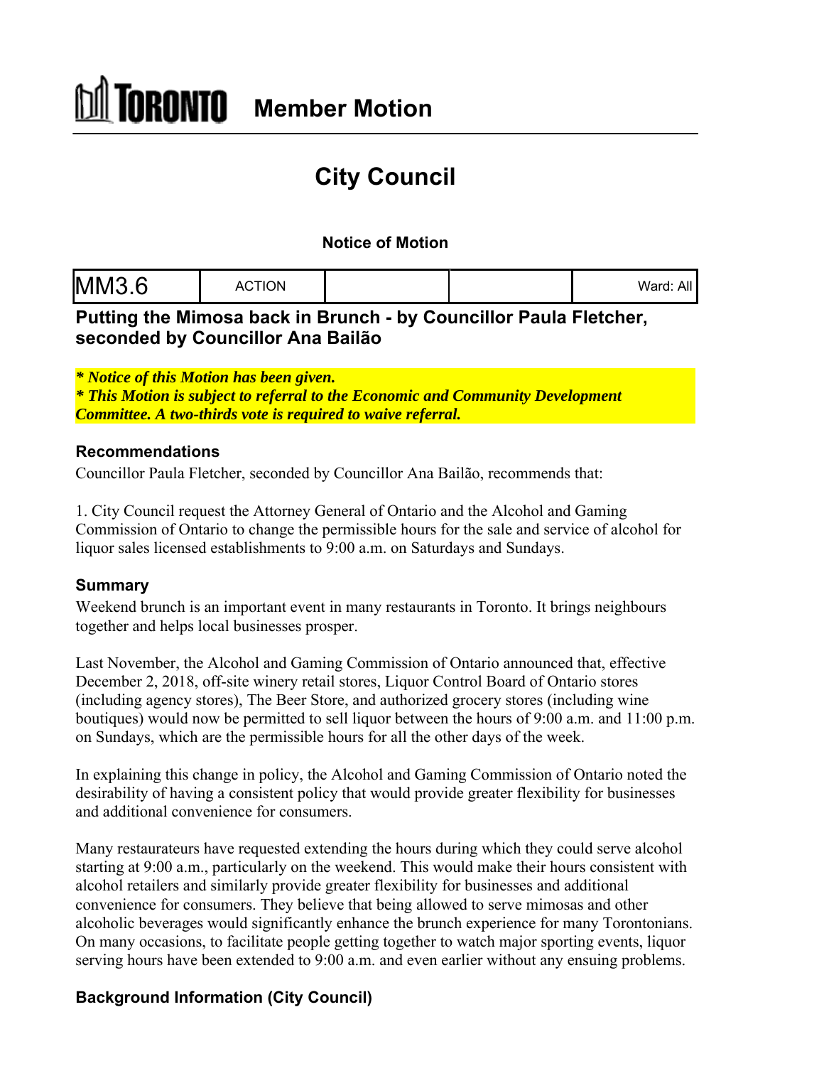# TORONTO Member Motion

# City Council

### Notice of Motion

| MM3.6 | ACTION | | | Ward: All |
|---|---|---|---|---|

## Putting the Mimosa back in Brunch - by Councillor Paula Fletcher, seconded by Councillor Ana Bailão

***\* Notice of this Motion has been given.***
***\* This Motion is subject to referral to the Economic and Community Development Committee. A two-thirds vote is required to waive referral.***

### Recommendations

Councillor Paula Fletcher, seconded by Councillor Ana Bailão, recommends that:

1. City Council request the Attorney General of Ontario and the Alcohol and Gaming Commission of Ontario to change the permissible hours for the sale and service of alcohol for liquor sales licensed establishments to 9:00 a.m. on Saturdays and Sundays.

### Summary

Weekend brunch is an important event in many restaurants in Toronto. It brings neighbours together and helps local businesses prosper.

Last November, the Alcohol and Gaming Commission of Ontario announced that, effective December 2, 2018, off-site winery retail stores, Liquor Control Board of Ontario stores (including agency stores), The Beer Store, and authorized grocery stores (including wine boutiques) would now be permitted to sell liquor between the hours of 9:00 a.m. and 11:00 p.m. on Sundays, which are the permissible hours for all the other days of the week.

In explaining this change in policy, the Alcohol and Gaming Commission of Ontario noted the desirability of having a consistent policy that would provide greater flexibility for businesses and additional convenience for consumers.

Many restaurateurs have requested extending the hours during which they could serve alcohol starting at 9:00 a.m., particularly on the weekend. This would make their hours consistent with alcohol retailers and similarly provide greater flexibility for businesses and additional convenience for consumers. They believe that being allowed to serve mimosas and other alcoholic beverages would significantly enhance the brunch experience for many Torontonians. On many occasions, to facilitate people getting together to watch major sporting events, liquor serving hours have been extended to 9:00 a.m. and even earlier without any ensuing problems.

### Background Information (City Council)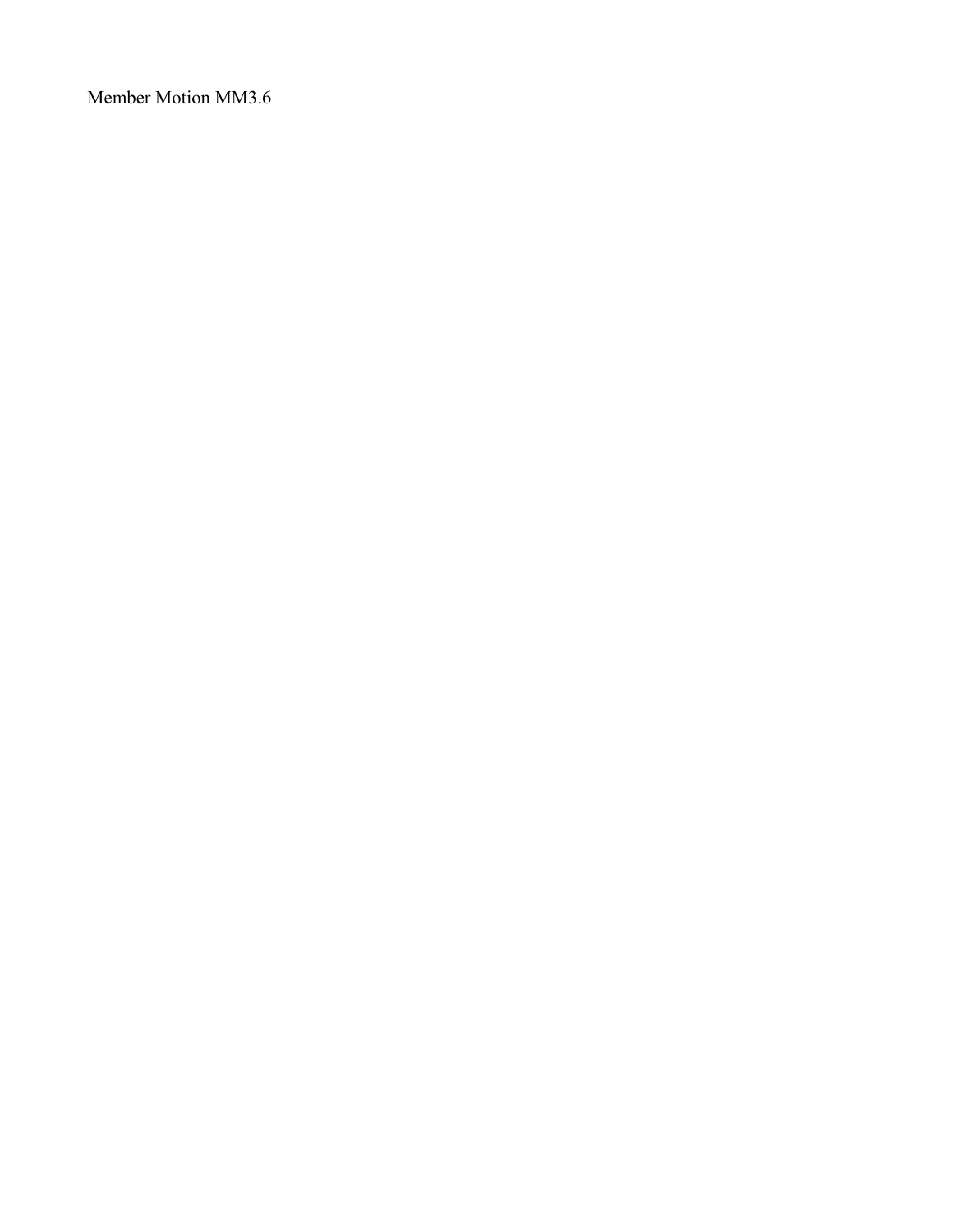Member Motion MM3.6